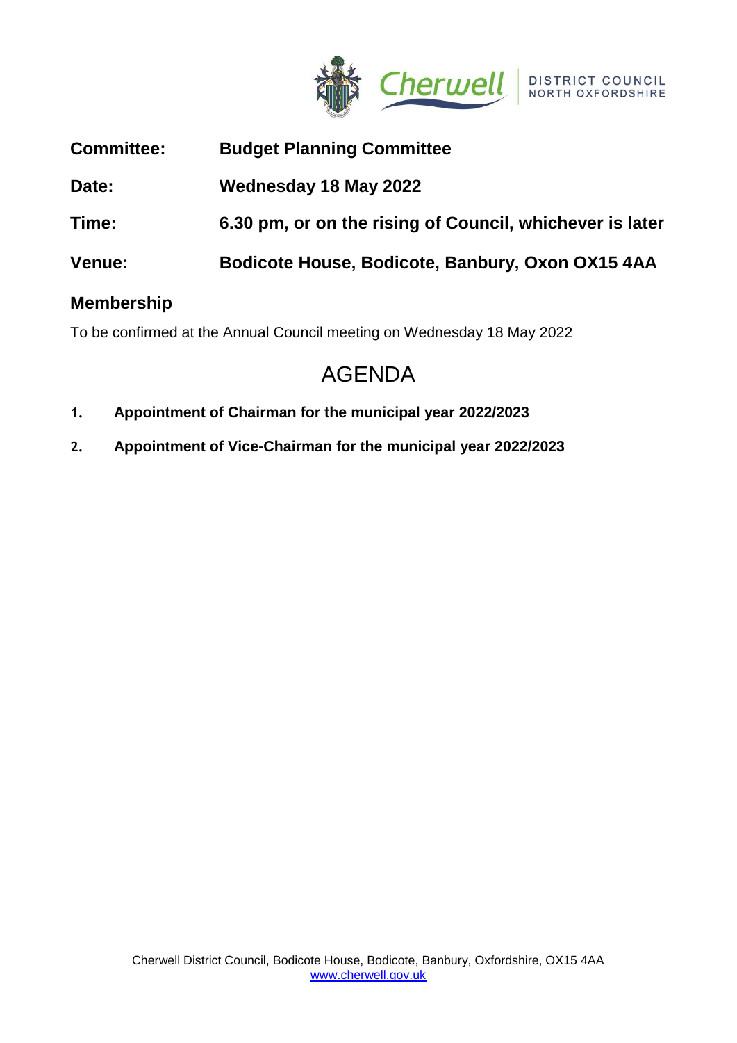Cherwell DISTRICT COUNCIL NORTH OXFORDSHIRE

| | |
|---|---|
| **Committee:** | **Budget Planning Committee** |
| **Date:** | **Wednesday 18 May 2022** |
| **Time:** | **6.30 pm, or on the rising of Council, whichever is later** |
| **Venue:** | **Bodicote House, Bodicote, Banbury, Oxon OX15 4AA** |

## Membership

To be confirmed at the Annual Council meeting on Wednesday 18 May 2022

# AGENDA

1. **Appointment of Chairman for the municipal year 2022/2023**
2. **Appointment of Vice-Chairman for the municipal year 2022/2023**

Cherwell District Council, Bodicote House, Bodicote, Banbury, Oxfordshire, OX15 4AA
www.cherwell.gov.uk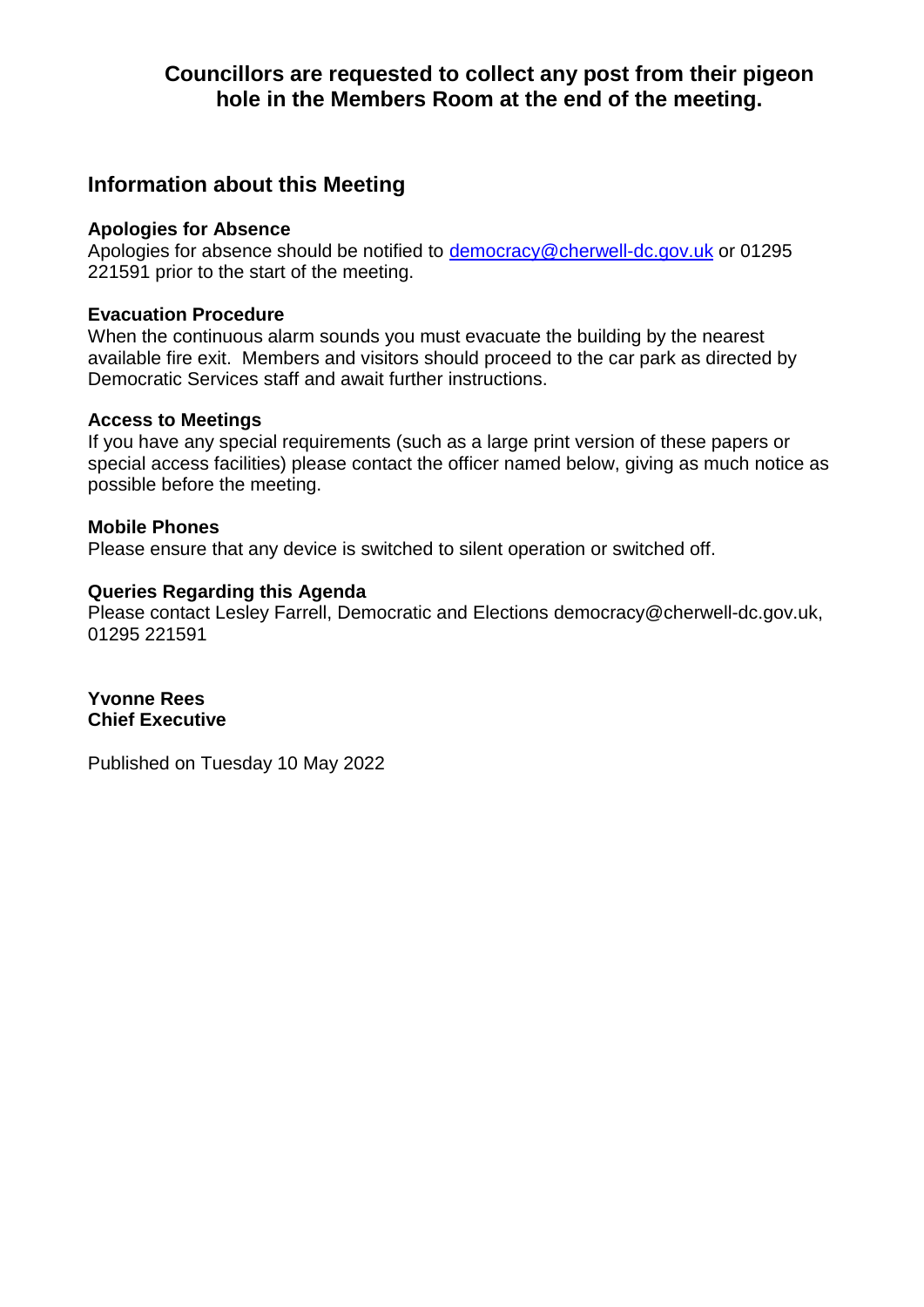**Councillors are requested to collect any post from their pigeon hole in the Members Room at the end of the meeting.**

## Information about this Meeting

**Apologies for Absence**
Apologies for absence should be notified to democracy@cherwell-dc.gov.uk or 01295 221591 prior to the start of the meeting.

**Evacuation Procedure**
When the continuous alarm sounds you must evacuate the building by the nearest available fire exit. Members and visitors should proceed to the car park as directed by Democratic Services staff and await further instructions.

**Access to Meetings**
If you have any special requirements (such as a large print version of these papers or special access facilities) please contact the officer named below, giving as much notice as possible before the meeting.

**Mobile Phones**
Please ensure that any device is switched to silent operation or switched off.

**Queries Regarding this Agenda**
Please contact Lesley Farrell, Democratic and Elections democracy@cherwell-dc.gov.uk, 01295 221591

**Yvonne Rees**
**Chief Executive**

Published on Tuesday 10 May 2022